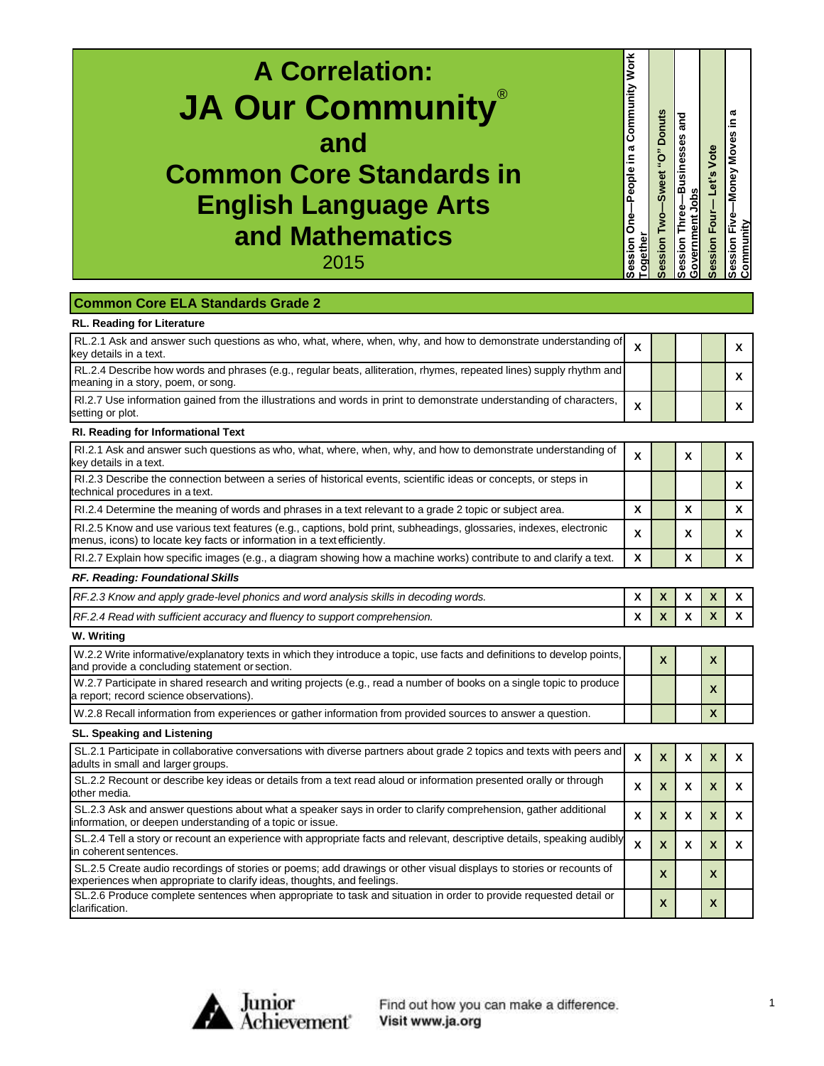# A Correlation: JA Our Community®

## and

## Common Core Standards in English Language Arts and Mathematics

2015

| Common Core ELA Standards Grade 2 | Session One—People in a Community Work Together | Session Two—Sweet "O" Donuts | Session Three—Businesses and Government Jobs | Session Four— Let's Vote | Session Five—Money Moves in a Community |
|---|---|---|---|---|---|
| **RL. Reading for Literature** | | | | | |
| RL.2.1 Ask and answer such questions as who, what, where, when, why, and how to demonstrate understanding of key details in a text. | X | | | | X |
| RL.2.4 Describe how words and phrases (e.g., regular beats, alliteration, rhymes, repeated lines) supply rhythm and meaning in a story, poem, or song. | | | | | X |
| Rl.2.7 Use information gained from the illustrations and words in print to demonstrate understanding of characters, setting or plot. | X | | | | X |
| **RI. Reading for Informational Text** | | | | | |
| RI.2.1 Ask and answer such questions as who, what, where, when, why, and how to demonstrate understanding of key details in a text. | X | | X | | X |
| RI.2.3 Describe the connection between a series of historical events, scientific ideas or concepts, or steps in technical procedures in a text. | | | | | X |
| RI.2.4 Determine the meaning of words and phrases in a text relevant to a grade 2 topic or subject area. | X | | X | | X |
| RI.2.5 Know and use various text features (e.g., captions, bold print, subheadings, glossaries, indexes, electronic menus, icons) to locate key facts or information in a text efficiently. | X | | X | | X |
| RI.2.7 Explain how specific images (e.g., a diagram showing how a machine works) contribute to and clarify a text. | X | | X | | X |
| ***RF. Reading: Foundational Skills*** | | | | | |
| *RF.2.3 Know and apply grade-level phonics and word analysis skills in decoding words.* | X | X | X | X | X |
| *RF.2.4 Read with sufficient accuracy and fluency to support comprehension.* | X | X | X | X | X |
| **W. Writing** | | | | | |
| W.2.2 Write informative/explanatory texts in which they introduce a topic, use facts and definitions to develop points, and provide a concluding statement or section. | | X | | X | |
| W.2.7 Participate in shared research and writing projects (e.g., read a number of books on a single topic to produce a report; record science observations). | | | | X | |
| W.2.8 Recall information from experiences or gather information from provided sources to answer a question. | | | | X | |
| **SL. Speaking and Listening** | | | | | |
| SL.2.1 Participate in collaborative conversations with diverse partners about grade 2 topics and texts with peers and adults in small and larger groups. | X | X | X | X | X |
| SL.2.2 Recount or describe key ideas or details from a text read aloud or information presented orally or through other media. | X | X | X | X | X |
| SL.2.3 Ask and answer questions about what a speaker says in order to clarify comprehension, gather additional information, or deepen understanding of a topic or issue. | X | X | X | X | X |
| SL.2.4 Tell a story or recount an experience with appropriate facts and relevant, descriptive details, speaking audibly in coherent sentences. | X | X | X | X | X |
| SL.2.5 Create audio recordings of stories or poems; add drawings or other visual displays to stories or recounts of experiences when appropriate to clarify ideas, thoughts, and feelings. | | X | | X | |
| SL.2.6 Produce complete sentences when appropriate to task and situation in order to provide requested detail or clarification. | | X | | X | |

Junior Achievement® Find out how you can make a difference. Visit www.ja.org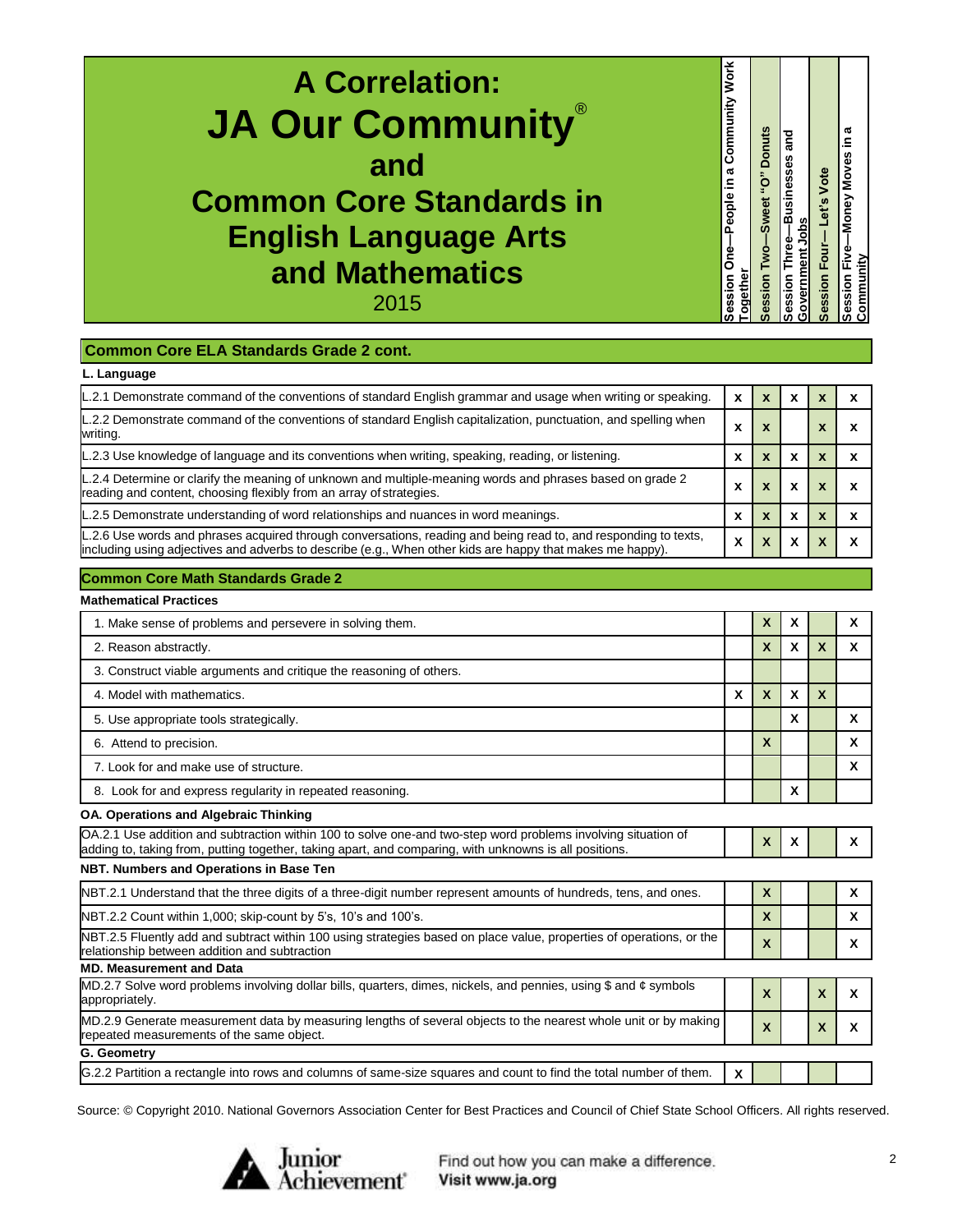# A Correlation: JA Our Community® and Common Core Standards in English Language Arts and Mathematics

2015

| | Session One—People in a Community Work Together | Session Two—Sweet "O" Donuts | Session Three—Businesses and Government Jobs | Session Four— Let's Vote | Session Five—Money Moves in a Community |
|---|---|---|---|---|---|
| **Common Core ELA Standards Grade 2 cont.** | | | | | |
| **L. Language** | | | | | |
| L.2.1 Demonstrate command of the conventions of standard English grammar and usage when writing or speaking. | x | x | x | x | x |
| L.2.2 Demonstrate command of the conventions of standard English capitalization, punctuation, and spelling when writing. | x | x | | x | x |
| L.2.3 Use knowledge of language and its conventions when writing, speaking, reading, or listening. | x | x | x | x | x |
| L.2.4 Determine or clarify the meaning of unknown and multiple-meaning words and phrases based on grade 2 reading and content, choosing flexibly from an array of strategies. | x | x | x | x | x |
| L.2.5 Demonstrate understanding of word relationships and nuances in word meanings. | x | x | x | x | x |
| L.2.6 Use words and phrases acquired through conversations, reading and being read to, and responding to texts, including using adjectives and adverbs to describe (e.g., When other kids are happy that makes me happy). | X | X | X | X | X |
| **Common Core Math Standards Grade 2** | | | | | |
| **Mathematical Practices** | | | | | |
| 1. Make sense of problems and persevere in solving them. | | X | X | | X |
| 2. Reason abstractly. | | X | X | X | X |
| 3. Construct viable arguments and critique the reasoning of others. | | | | | |
| 4. Model with mathematics. | X | X | X | X | |
| 5. Use appropriate tools strategically. | | | X | | X |
| 6. Attend to precision. | | X | | | X |
| 7. Look for and make use of structure. | | | | | X |
| 8. Look for and express regularity in repeated reasoning. | | | X | | |
| **OA. Operations and Algebraic Thinking** | | | | | |
| OA.2.1 Use addition and subtraction within 100 to solve one-and two-step word problems involving situation of adding to, taking from, putting together, taking apart, and comparing, with unknowns is all positions. | | X | X | | X |
| **NBT. Numbers and Operations in Base Ten** | | | | | |
| NBT.2.1 Understand that the three digits of a three-digit number represent amounts of hundreds, tens, and ones. | | X | | | X |
| NBT.2.2 Count within 1,000; skip-count by 5's, 10's and 100's. | | X | | | X |
| NBT.2.5 Fluently add and subtract within 100 using strategies based on place value, properties of operations, or the relationship between addition and subtraction | | X | | | X |
| **MD. Measurement and Data** | | | | | |
| MD.2.7 Solve word problems involving dollar bills, quarters, dimes, nickels, and pennies, using $ and ¢ symbols appropriately. | | X | | X | X |
| MD.2.9 Generate measurement data by measuring lengths of several objects to the nearest whole unit or by making repeated measurements of the same object. | | X | | X | X |
| **G. Geometry** | | | | | |
| G.2.2 Partition a rectangle into rows and columns of same-size squares and count to find the total number of them. | X | | | | |

Source: © Copyright 2010. National Governors Association Center for Best Practices and Council of Chief State School Officers. All rights reserved.

Junior Achievement® Find out how you can make a difference. Visit www.ja.org